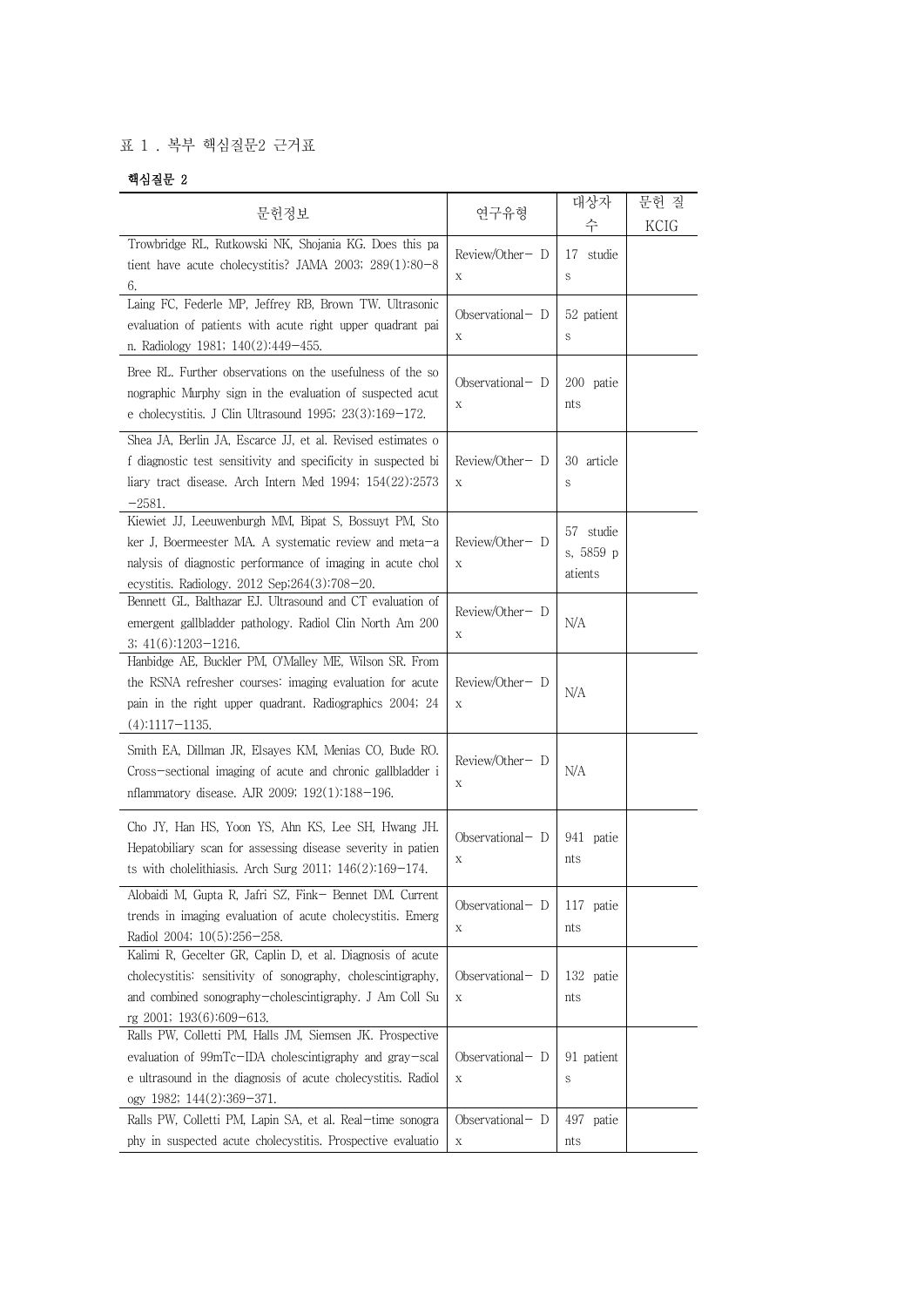표 1 . 복부 핵심질문2 근거표

**핵심질문 2**

| 문헌정보 | 연구유형 | 대상자 수 | 문헌 질 KCIG |
|---|---|---|---|
| Trowbridge RL, Rutkowski NK, Shojania KG. Does this patient have acute cholecystitis? JAMA 2003; 289(1):80-86. | Review/Other- Dx | 17 studies | |
| Laing FC, Federle MP, Jeffrey RB, Brown TW. Ultrasonic evaluation of patients with acute right upper quadrant pain. Radiology 1981; 140(2):449-455. | Observational- Dx | 52 patients | |
| Bree RL. Further observations on the usefulness of the sonographic Murphy sign in the evaluation of suspected acute cholecystitis. J Clin Ultrasound 1995; 23(3):169-172. | Observational- Dx | 200 patients | |
| Shea JA, Berlin JA, Escarce JJ, et al. Revised estimates of diagnostic test sensitivity and specificity in suspected biliary tract disease. Arch Intern Med 1994; 154(22):2573-2581. | Review/Other- Dx | 30 articles | |
| Kiewiet JJ, Leeuwenburgh MM, Bipat S, Bossuyt PM, Stoker J, Boermeester MA. A systematic review and meta-analysis of diagnostic performance of imaging in acute cholecystitis. Radiology. 2012 Sep;264(3):708-20. | Review/Other- Dx | 57 studies, 5859 patients | |
| Bennett GL, Balthazar EJ. Ultrasound and CT evaluation of emergent gallbladder pathology. Radiol Clin North Am 2003; 41(6):1203-1216. | Review/Other- Dx | N/A | |
| Hanbidge AE, Buckler PM, O'Malley ME, Wilson SR. From the RSNA refresher courses: imaging evaluation for acute pain in the right upper quadrant. Radiographics 2004; 24(4):1117-1135. | Review/Other- Dx | N/A | |
| Smith EA, Dillman JR, Elsayes KM, Menias CO, Bude RO. Cross-sectional imaging of acute and chronic gallbladder inflammatory disease. AJR 2009; 192(1):188-196. | Review/Other- Dx | N/A | |
| Cho JY, Han HS, Yoon YS, Ahn KS, Lee SH, Hwang JH. Hepatobiliary scan for assessing disease severity in patients with cholelithiasis. Arch Surg 2011; 146(2):169-174. | Observational- Dx | 941 patients | |
| Alobaidi M, Gupta R, Jafri SZ, Fink- Bennet DM. Current trends in imaging evaluation of acute cholecystitis. Emerg Radiol 2004; 10(5):256-258. | Observational- Dx | 117 patients | |
| Kalimi R, Gecelter GR, Caplin D, et al. Diagnosis of acute cholecystitis: sensitivity of sonography, cholescintigraphy, and combined sonography-cholescintigraphy. J Am Coll Surg 2001; 193(6):609-613. | Observational- Dx | 132 patients | |
| Ralls PW, Colletti PM, Halls JM, Siemsen JK. Prospective evaluation of 99mTc-IDA cholescintigraphy and gray-scale ultrasound in the diagnosis of acute cholecystitis. Radiology 1982; 144(2):369-371. | Observational- Dx | 91 patients | |
| Ralls PW, Colletti PM, Lapin SA, et al. Real-time sonography in suspected acute cholecystitis. Prospective evaluatio | Observational- Dx | 497 patients | |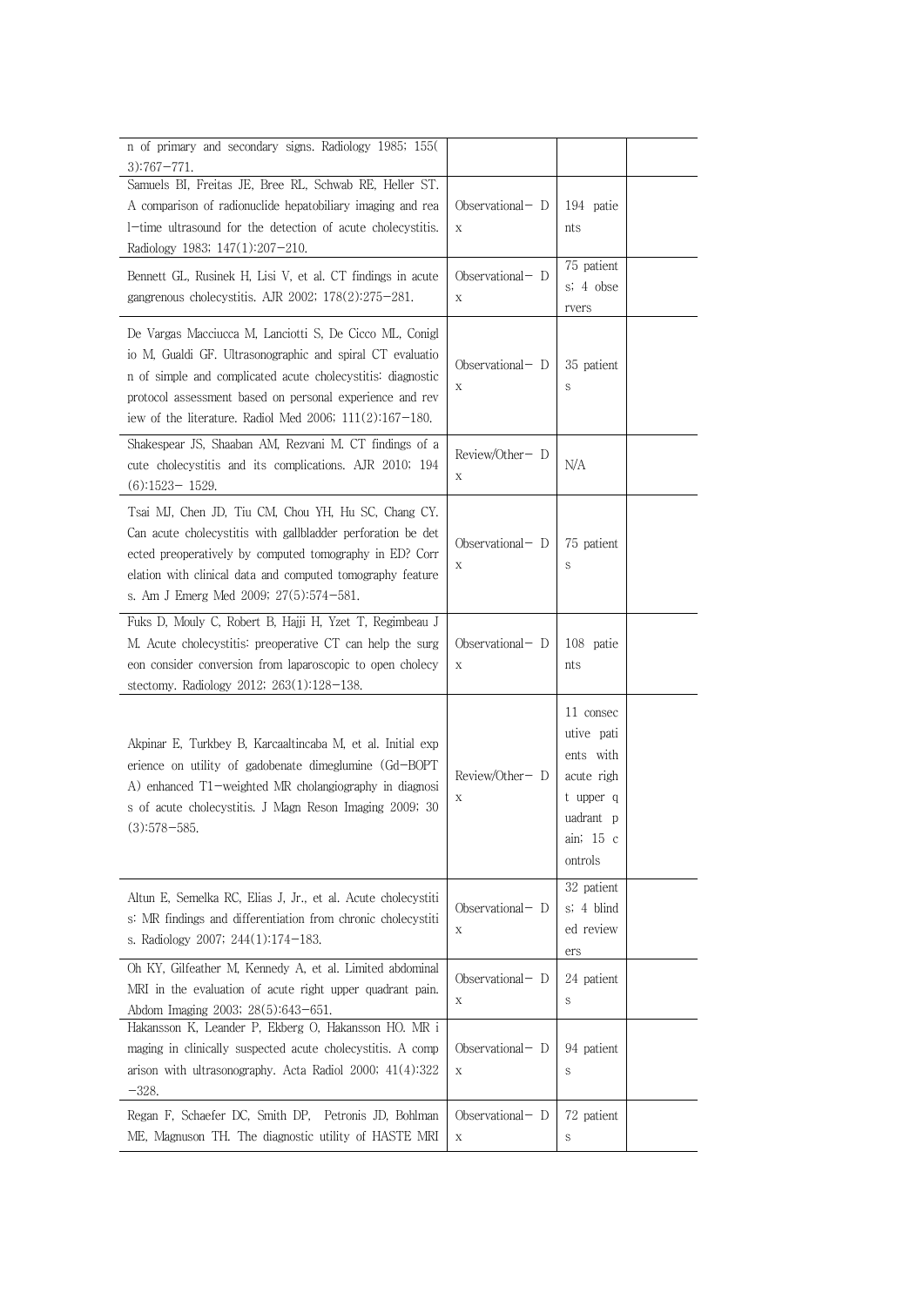| | | | |
|---|---|---|---|
| n of primary and secondary signs. Radiology 1985; 155(3):767–771. | | | |
| Samuels BI, Freitas JE, Bree RL, Schwab RE, Heller ST. A comparison of radionuclide hepatobiliary imaging and real-time ultrasound for the detection of acute cholecystitis. Radiology 1983; 147(1):207–210. | Observational– Dx | 194 patients | |
| Bennett GL, Rusinek H, Lisi V, et al. CT findings in acute gangrenous cholecystitis. AJR 2002; 178(2):275–281. | Observational– Dx | 75 patients; 4 observers | |
| De Vargas Macciucca M, Lanciotti S, De Cicco ML, Coniglio M, Gualdi GF. Ultrasonographic and spiral CT evaluation of simple and complicated acute cholecystitis: diagnostic protocol assessment based on personal experience and review of the literature. Radiol Med 2006; 111(2):167–180. | Observational– Dx | 35 patients | |
| Shakespear JS, Shaaban AM, Rezvani M. CT findings of acute cholecystitis and its complications. AJR 2010; 194(6):1523– 1529. | Review/Other– Dx | N/A | |
| Tsai MJ, Chen JD, Tiu CM, Chou YH, Hu SC, Chang CY. Can acute cholecystitis with gallbladder perforation be detected preoperatively by computed tomography in ED? Correlation with clinical data and computed tomography features. Am J Emerg Med 2009; 27(5):574–581. | Observational– Dx | 75 patients | |
| Fuks D, Mouly C, Robert B, Hajji H, Yzet T, Regimbeau JM. Acute cholecystitis: preoperative CT can help the surgeon consider conversion from laparoscopic to open cholecystectomy. Radiology 2012; 263(1):128–138. | Observational– Dx | 108 patients | |
| Akpinar E, Turkbey B, Karcaaltincaba M, et al. Initial experience on utility of gadobenate dimeglumine (Gd-BOPTA) enhanced T1-weighted MR cholangiography in diagnosis of acute cholecystitis. J Magn Reson Imaging 2009; 30(3):578–585. | Review/Other– Dx | 11 consecutive patients with acute right upper quadrant pain; 15 controls | |
| Altun E, Semelka RC, Elias J, Jr., et al. Acute cholecystitis: MR findings and differentiation from chronic cholecystitis. Radiology 2007; 244(1):174–183. | Observational– Dx | 32 patients; 4 blinded reviewers | |
| Oh KY, Gilfeather M, Kennedy A, et al. Limited abdominal MRI in the evaluation of acute right upper quadrant pain. Abdom Imaging 2003; 28(5):643–651. | Observational– Dx | 24 patients | |
| Hakansson K, Leander P, Ekberg O, Hakansson HO. MR imaging in clinically suspected acute cholecystitis. A comparison with ultrasonography. Acta Radiol 2000; 41(4):322–328. | Observational– Dx | 94 patients | |
| Regan F, Schaefer DC, Smith DP, Petronis JD, Bohlman ME, Magnuson TH. The diagnostic utility of HASTE MRI | Observational– Dx | 72 patients | |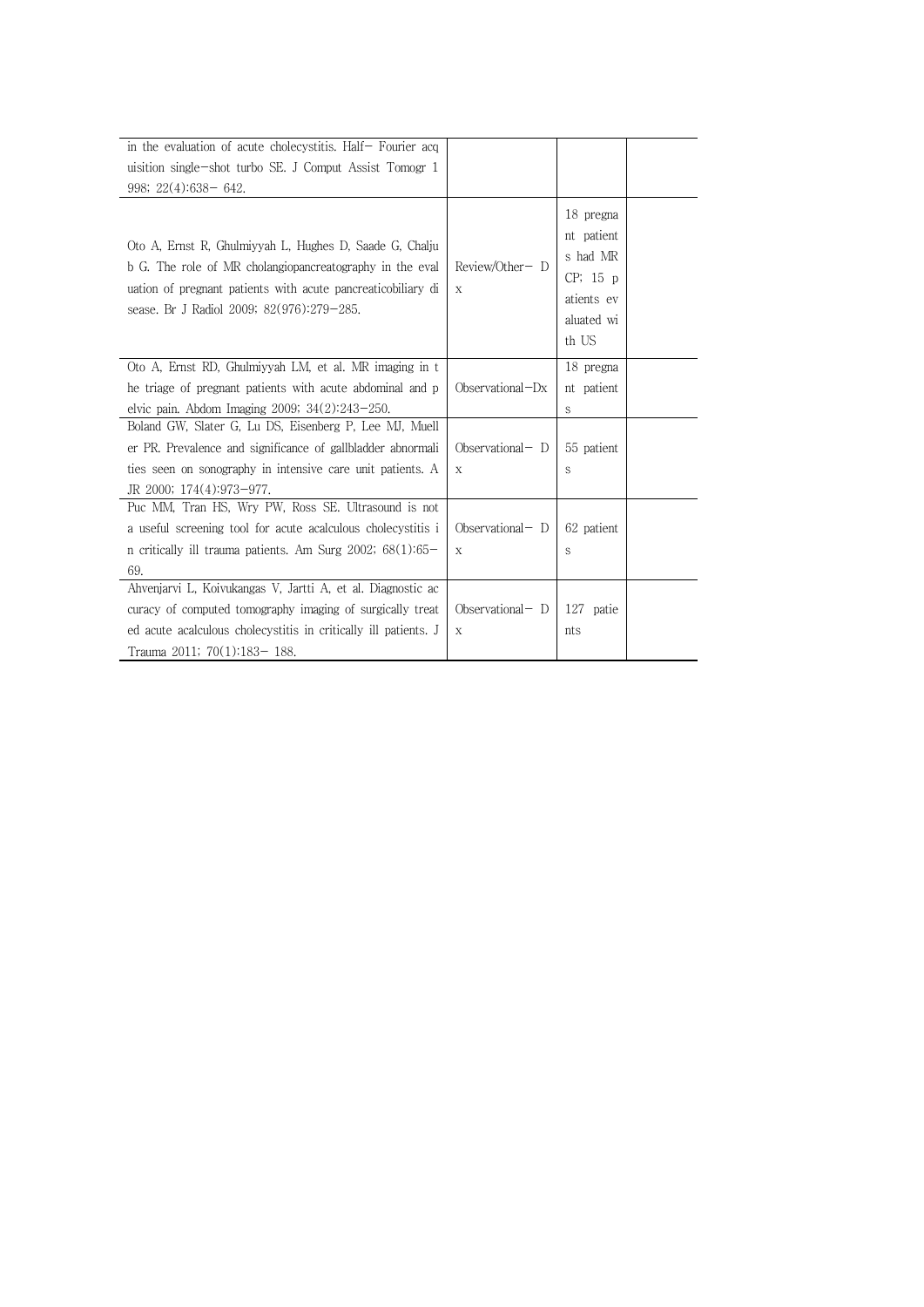| | | | |
|---|---|---|---|
| in the evaluation of acute cholecystitis. Half- Fourier acquisition single-shot turbo SE. J Comput Assist Tomogr 1998; 22(4):638- 642. | | | |
| Oto A, Ernst R, Ghulmiyyah L, Hughes D, Saade G, Chaljub G. The role of MR cholangiopancreatography in the evaluation of pregnant patients with acute pancreaticobiliary disease. Br J Radiol 2009; 82(976):279-285. | Review/Other- Dx | 18 pregnant patients had MRCP; 15 patients evaluated with US | |
| Oto A, Ernst RD, Ghulmiyyah LM, et al. MR imaging in the triage of pregnant patients with acute abdominal and pelvic pain. Abdom Imaging 2009; 34(2):243-250. | Observational-Dx | 18 pregnant patients | |
| Boland GW, Slater G, Lu DS, Eisenberg P, Lee MJ, Mueller PR. Prevalence and significance of gallbladder abnormalities seen on sonography in intensive care unit patients. AJR 2000; 174(4):973-977. | Observational- Dx | 55 patients | |
| Puc MM, Tran HS, Wry PW, Ross SE. Ultrasound is not a useful screening tool for acute acalculous cholecystitis in critically ill trauma patients. Am Surg 2002; 68(1):65-69. | Observational- Dx | 62 patients | |
| Ahvenjarvi L, Koivukangas V, Jartti A, et al. Diagnostic accuracy of computed tomography imaging of surgically treated acute acalculous cholecystitis in critically ill patients. J Trauma 2011; 70(1):183- 188. | Observational- Dx | 127 patients | |